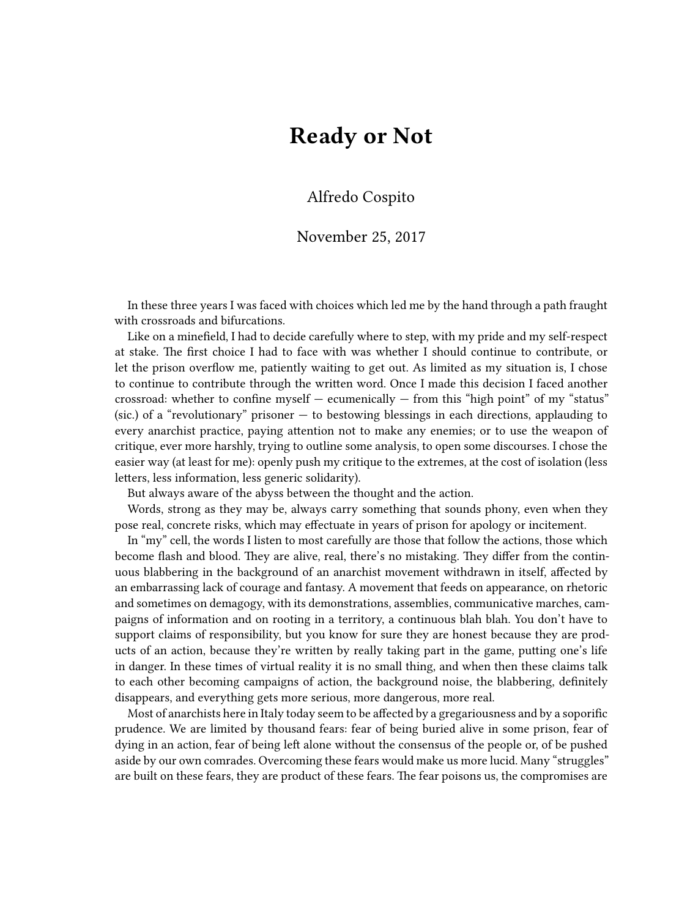# Ready or Not

Alfredo Cospito

November 25, 2017

In these three years I was faced with choices which led me by the hand through a path fraught with crossroads and bifurcations.

Like on a minefield, I had to decide carefully where to step, with my pride and my self-respect at stake. The first choice I had to face with was whether I should continue to contribute, or let the prison overflow me, patiently waiting to get out. As limited as my situation is, I chose to continue to contribute through the written word. Once I made this decision I faced another crossroad: whether to confine myself — ecumenically — from this "high point" of my "status" (sic.) of a "revolutionary" prisoner — to bestowing blessings in each directions, applauding to every anarchist practice, paying attention not to make any enemies; or to use the weapon of critique, ever more harshly, trying to outline some analysis, to open some discourses. I chose the easier way (at least for me): openly push my critique to the extremes, at the cost of isolation (less letters, less information, less generic solidarity).

But always aware of the abyss between the thought and the action.

Words, strong as they may be, always carry something that sounds phony, even when they pose real, concrete risks, which may effectuate in years of prison for apology or incitement.

In "my" cell, the words I listen to most carefully are those that follow the actions, those which become flash and blood. They are alive, real, there's no mistaking. They differ from the continuous blabbering in the background of an anarchist movement withdrawn in itself, affected by an embarrassing lack of courage and fantasy. A movement that feeds on appearance, on rhetoric and sometimes on demagogy, with its demonstrations, assemblies, communicative marches, campaigns of information and on rooting in a territory, a continuous blah blah. You don't have to support claims of responsibility, but you know for sure they are honest because they are products of an action, because they're written by really taking part in the game, putting one's life in danger. In these times of virtual reality it is no small thing, and when then these claims talk to each other becoming campaigns of action, the background noise, the blabbering, definitely disappears, and everything gets more serious, more dangerous, more real.

Most of anarchists here in Italy today seem to be affected by a gregariousness and by a soporific prudence. We are limited by thousand fears: fear of being buried alive in some prison, fear of dying in an action, fear of being left alone without the consensus of the people or, of be pushed aside by our own comrades. Overcoming these fears would make us more lucid. Many "struggles" are built on these fears, they are product of these fears. The fear poisons us, the compromises are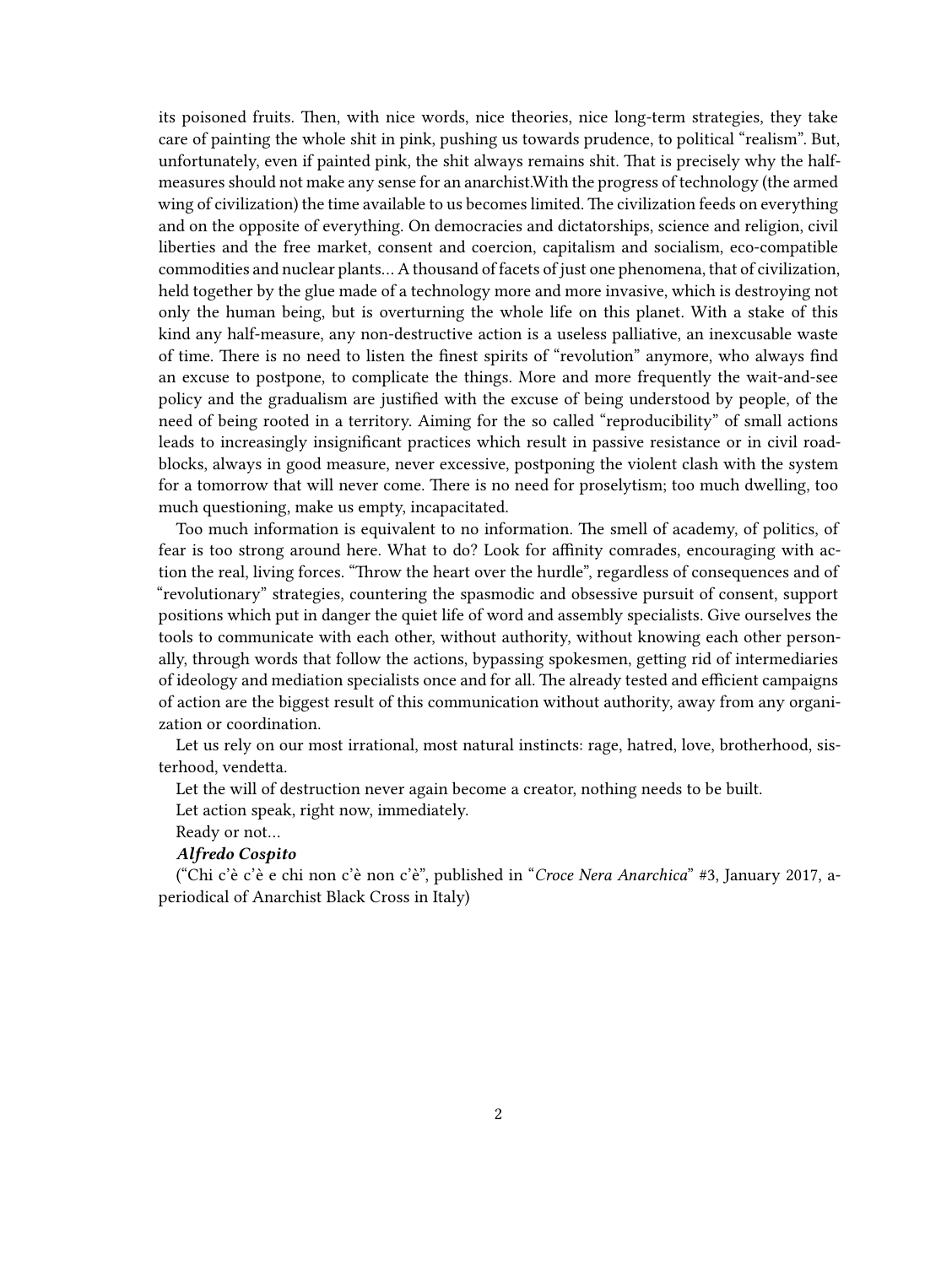its poisoned fruits. Then, with nice words, nice theories, nice long-term strategies, they take care of painting the whole shit in pink, pushing us towards prudence, to political "realism". But, unfortunately, even if painted pink, the shit always remains shit. That is precisely why the half-measures should not make any sense for an anarchist.With the progress of technology (the armed wing of civilization) the time available to us becomes limited. The civilization feeds on everything and on the opposite of everything. On democracies and dictatorships, science and religion, civil liberties and the free market, consent and coercion, capitalism and socialism, eco-compatible commodities and nuclear plants… A thousand of facets of just one phenomena, that of civilization, held together by the glue made of a technology more and more invasive, which is destroying not only the human being, but is overturning the whole life on this planet. With a stake of this kind any half-measure, any non-destructive action is a useless palliative, an inexcusable waste of time. There is no need to listen the finest spirits of "revolution" anymore, who always find an excuse to postpone, to complicate the things. More and more frequently the wait-and-see policy and the gradualism are justified with the excuse of being understood by people, of the need of being rooted in a territory. Aiming for the so called "reproducibility" of small actions leads to increasingly insignificant practices which result in passive resistance or in civil road-blocks, always in good measure, never excessive, postponing the violent clash with the system for a tomorrow that will never come. There is no need for proselytism; too much dwelling, too much questioning, make us empty, incapacitated.

Too much information is equivalent to no information. The smell of academy, of politics, of fear is too strong around here. What to do? Look for affinity comrades, encouraging with action the real, living forces. "Throw the heart over the hurdle", regardless of consequences and of "revolutionary" strategies, countering the spasmodic and obsessive pursuit of consent, support positions which put in danger the quiet life of word and assembly specialists. Give ourselves the tools to communicate with each other, without authority, without knowing each other personally, through words that follow the actions, bypassing spokesmen, getting rid of intermediaries of ideology and mediation specialists once and for all. The already tested and efficient campaigns of action are the biggest result of this communication without authority, away from any organization or coordination.

Let us rely on our most irrational, most natural instincts: rage, hatred, love, brotherhood, sisterhood, vendetta.

Let the will of destruction never again become a creator, nothing needs to be built.

Let action speak, right now, immediately.

Ready or not…

***Alfredo Cospito***

("Chi c'è c'è e chi non c'è non c'è", published in "*Croce Nera Anarchica*" #3, January 2017, a-periodical of Anarchist Black Cross in Italy)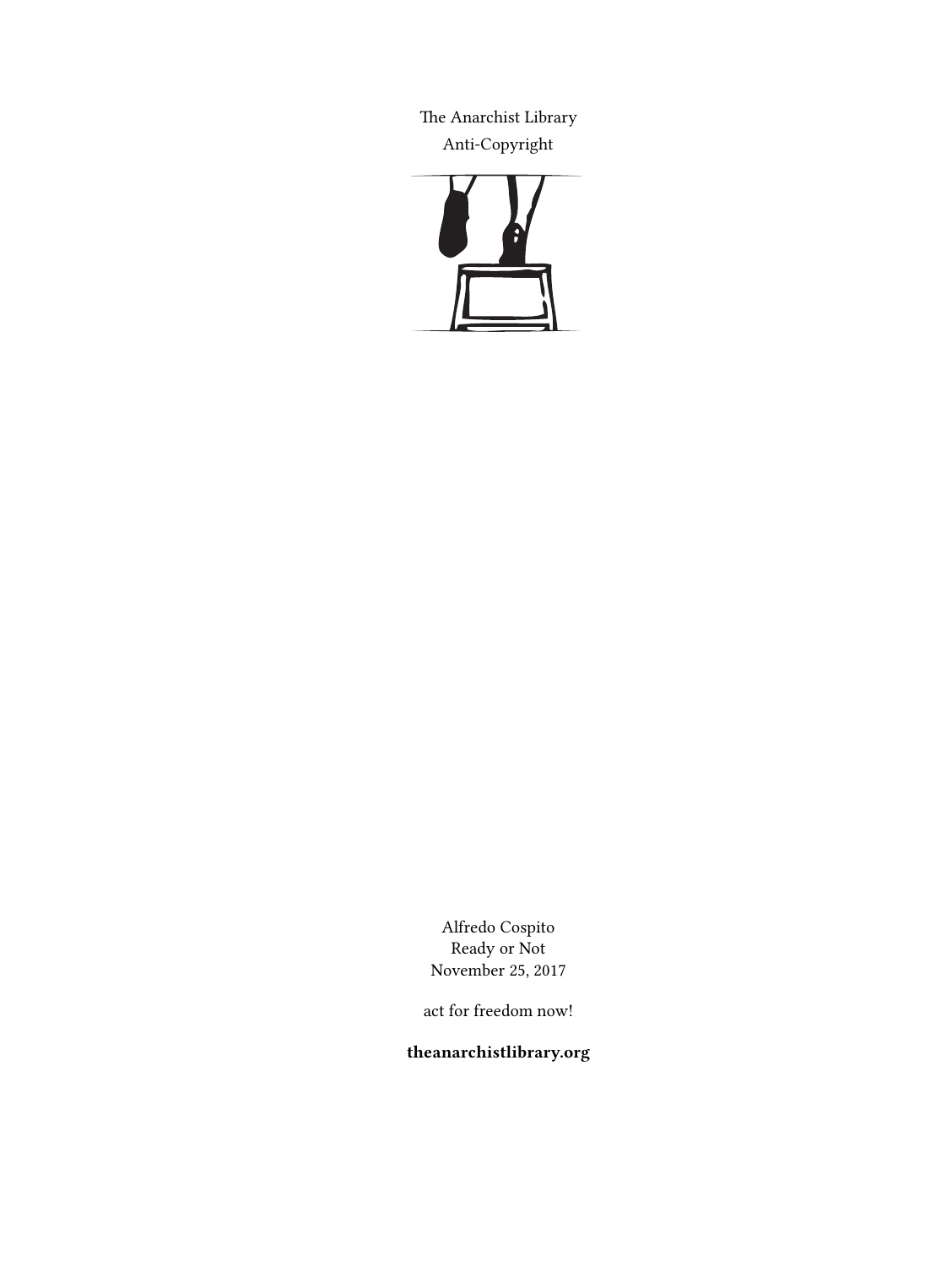The Anarchist Library
Anti-Copyright

Alfredo Cospito
Ready or Not
November 25, 2017

act for freedom now!

**theanarchistlibrary.org**